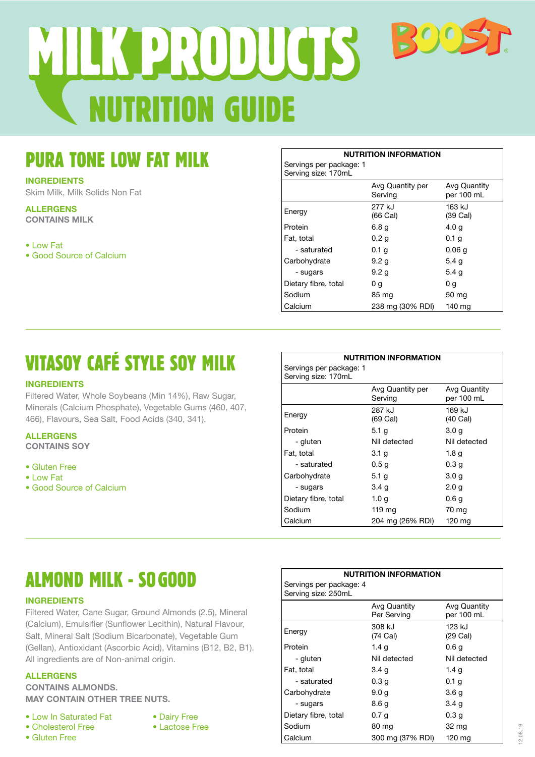# MILK PRODUCTS NUTRITION GUIDE

BOOST®

## PURA TONE LOW FAT MILK

**INGREDIENTS**

Skim Milk, Milk Solids Non Fat

**ALLERGENS**

**CONTAINS MILK**

- Low Fat
- Good Source of Calcium

| NUTRITION INFORMATION | | |
|---|---|---|
| Servings per package: 1<br>Serving size: 170mL | | |
| | Avg Quantity per Serving | Avg Quantity per 100 mL |
| Energy | 277 kJ (66 Cal) | 163 kJ (39 Cal) |
| Protein | 6.8 g | 4.0 g |
| Fat, total | 0.2 g | 0.1 g |
| - saturated | 0.1 g | 0.06 g |
| Carbohydrate | 9.2 g | 5.4 g |
| - sugars | 9.2 g | 5.4 g |
| Dietary fibre, total | 0 g | 0 g |
| Sodium | 85 mg | 50 mg |
| Calcium | 238 mg (30% RDI) | 140 mg |

## VITASOY CAFÉ STYLE SOY MILK

**INGREDIENTS**

Filtered Water, Whole Soybeans (Min 14%), Raw Sugar, Minerals (Calcium Phosphate), Vegetable Gums (460, 407, 466), Flavours, Sea Salt, Food Acids (340, 341).

**ALLERGENS**

**CONTAINS SOY**

- Gluten Free
- Low Fat
- Good Source of Calcium

| NUTRITION INFORMATION | | |
|---|---|---|
| Servings per package: 1<br>Serving size: 170mL | | |
| | Avg Quantity per Serving | Avg Quantity per 100 mL |
| Energy | 287 kJ (69 Cal) | 169 kJ (40 Cal) |
| Protein | 5.1 g | 3.0 g |
| - gluten | Nil detected | Nil detected |
| Fat, total | 3.1 g | 1.8 g |
| - saturated | 0.5 g | 0.3 g |
| Carbohydrate | 5.1 g | 3.0 g |
| - sugars | 3.4 g | 2.0 g |
| Dietary fibre, total | 1.0 g | 0.6 g |
| Sodium | 119 mg | 70 mg |
| Calcium | 204 mg (26% RDI) | 120 mg |

## ALMOND MILK - SO GOOD

**INGREDIENTS**

Filtered Water, Cane Sugar, Ground Almonds (2.5), Mineral (Calcium), Emulsifier (Sunflower Lecithin), Natural Flavour, Salt, Mineral Salt (Sodium Bicarbonate), Vegetable Gum (Gellan), Antioxidant (Ascorbic Acid), Vitamins (B12, B2, B1). All ingredients are of Non-animal origin.

**ALLERGENS**

**CONTAINS ALMONDS.**

**MAY CONTAIN OTHER TREE NUTS.**

- Low In Saturated Fat
- Cholesterol Free
- Gluten Free
- Dairy Free
- Lactose Free

| NUTRITION INFORMATION | | |
|---|---|---|
| Servings per package: 4<br>Serving size: 250mL | | |
| | Avg Quantity Per Serving | Avg Quantity per 100 mL |
| Energy | 308 kJ (74 Cal) | 123 kJ (29 Cal) |
| Protein | 1.4 g | 0.6 g |
| - gluten | Nil detected | Nil detected |
| Fat, total | 3.4 g | 1.4 g |
| - saturated | 0.3 g | 0.1 g |
| Carbohydrate | 9.0 g | 3.6 g |
| - sugars | 8.6 g | 3.4 g |
| Dietary fibre, total | 0.7 g | 0.3 g |
| Sodium | 80 mg | 32 mg |
| Calcium | 300 mg (37% RDI) | 120 mg |

12.08.19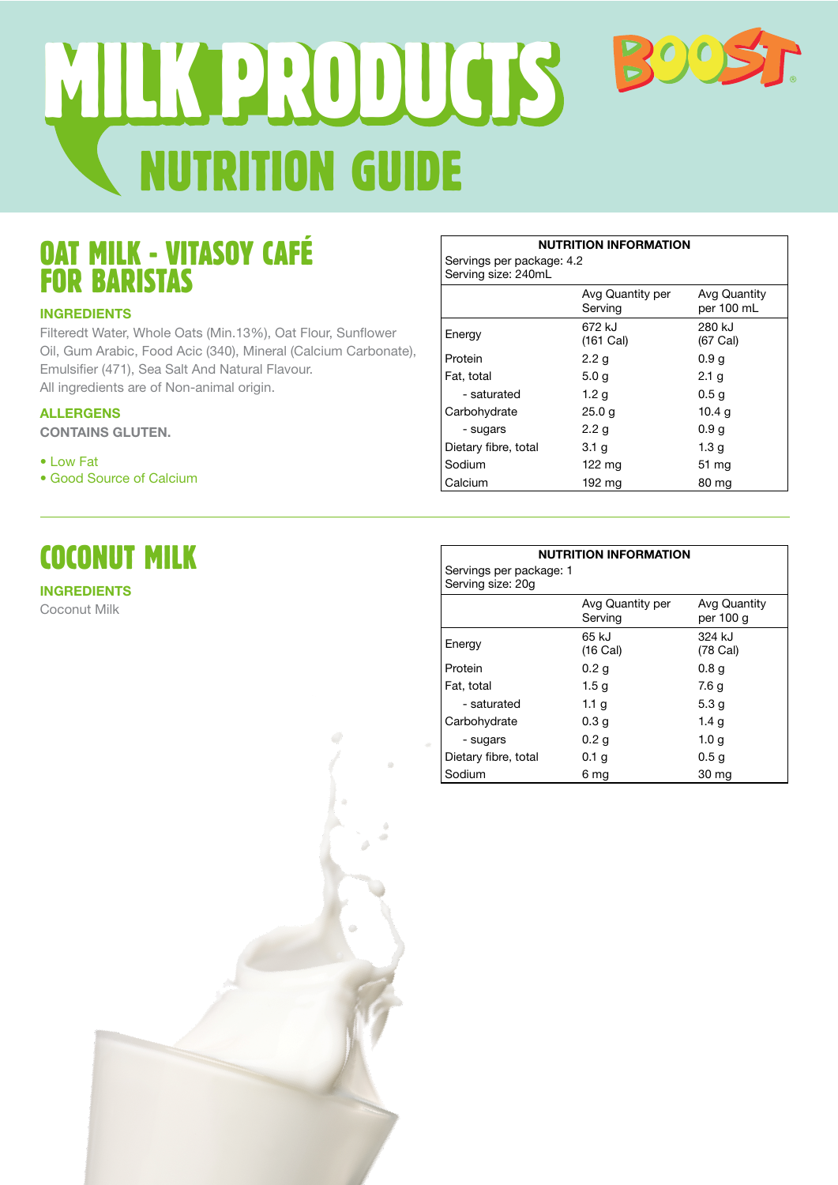# MILK PRODUCTS

## NUTRITION GUIDE

BOOST®

## OAT MILK - VITASOY CAFÉ FOR BARISTAS

### INGREDIENTS

Filteredt Water, Whole Oats (Min.13%), Oat Flour, Sunflower Oil, Gum Arabic, Food Acic (340), Mineral (Calcium Carbonate), Emulsifier (471), Sea Salt And Natural Flavour.
All ingredients are of Non-animal origin.

### ALLERGENS

**CONTAINS GLUTEN.**

- Low Fat
- Good Source of Calcium

**NUTRITION INFORMATION**

Servings per package: 4.2
Serving size: 240mL

| | Avg Quantity per Serving | Avg Quantity per 100 mL |
|---|---|---|
| Energy | 672 kJ (161 Cal) | 280 kJ (67 Cal) |
| Protein | 2.2 g | 0.9 g |
| Fat, total | 5.0 g | 2.1 g |
| - saturated | 1.2 g | 0.5 g |
| Carbohydrate | 25.0 g | 10.4 g |
| - sugars | 2.2 g | 0.9 g |
| Dietary fibre, total | 3.1 g | 1.3 g |
| Sodium | 122 mg | 51 mg |
| Calcium | 192 mg | 80 mg |

## COCONUT MILK

### INGREDIENTS

Coconut Milk

**NUTRITION INFORMATION**

Servings per package: 1
Serving size: 20g

| | Avg Quantity per Serving | Avg Quantity per 100 g |
|---|---|---|
| Energy | 65 kJ (16 Cal) | 324 kJ (78 Cal) |
| Protein | 0.2 g | 0.8 g |
| Fat, total | 1.5 g | 7.6 g |
| - saturated | 1.1 g | 5.3 g |
| Carbohydrate | 0.3 g | 1.4 g |
| - sugars | 0.2 g | 1.0 g |
| Dietary fibre, total | 0.1 g | 0.5 g |
| Sodium | 6 mg | 30 mg |